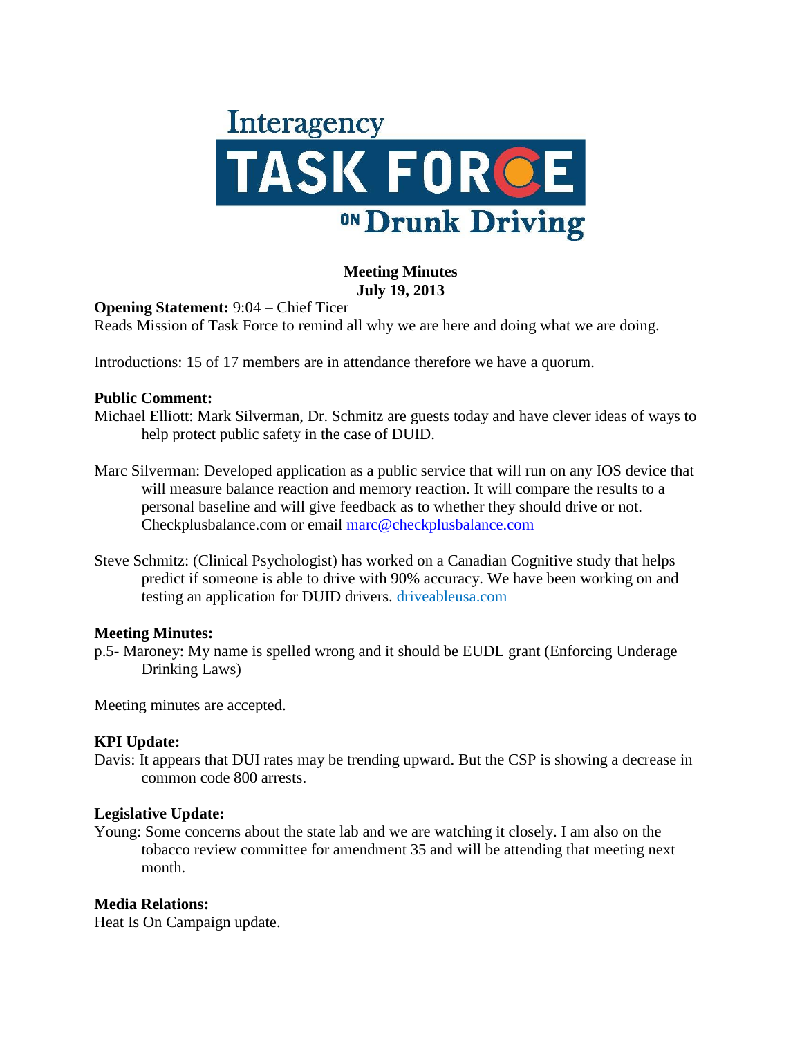Interagency

# TASK FORCE ON Drunk Driving

**Meeting Minutes**
**July 19, 2013**

**Opening Statement:** 9:04 – Chief Ticer
Reads Mission of Task Force to remind all why we are here and doing what we are doing.

Introductions: 15 of 17 members are in attendance therefore we have a quorum.

**Public Comment:**

Michael Elliott: Mark Silverman, Dr. Schmitz are guests today and have clever ideas of ways to help protect public safety in the case of DUID.

Marc Silverman: Developed application as a public service that will run on any IOS device that will measure balance reaction and memory reaction. It will compare the results to a personal baseline and will give feedback as to whether they should drive or not. Checkplusbalance.com or email marc@checkplusbalance.com

Steve Schmitz: (Clinical Psychologist) has worked on a Canadian Cognitive study that helps predict if someone is able to drive with 90% accuracy. We have been working on and testing an application for DUID drivers. driveableusa.com

**Meeting Minutes:**

p.5- Maroney: My name is spelled wrong and it should be EUDL grant (Enforcing Underage Drinking Laws)

Meeting minutes are accepted.

**KPI Update:**

Davis: It appears that DUI rates may be trending upward. But the CSP is showing a decrease in common code 800 arrests.

**Legislative Update:**

Young: Some concerns about the state lab and we are watching it closely. I am also on the tobacco review committee for amendment 35 and will be attending that meeting next month.

**Media Relations:**

Heat Is On Campaign update.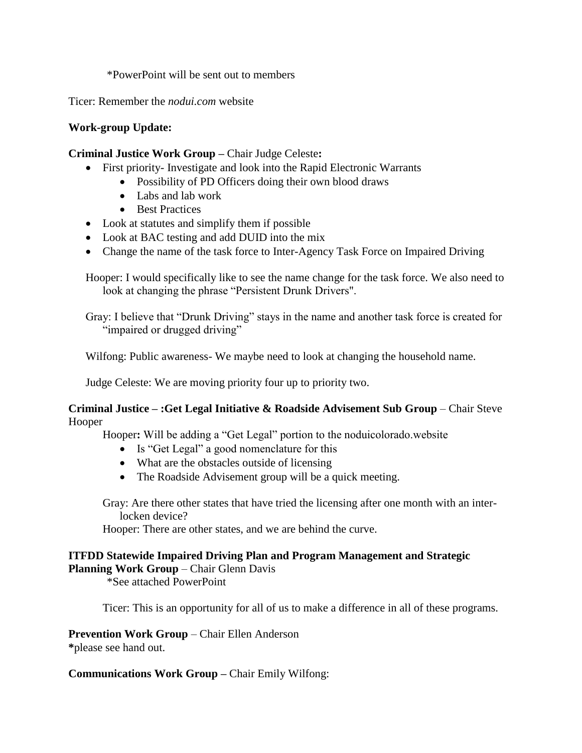*PowerPoint will be sent out to members

Ticer: Remember the *nodui.com* website

**Work-group Update:**

**Criminal Justice Work Group –** Chair Judge Celeste**:**

- First priority- Investigate and look into the Rapid Electronic Warrants
    - Possibility of PD Officers doing their own blood draws
    - Labs and lab work
    - Best Practices
- Look at statutes and simplify them if possible
- Look at BAC testing and add DUID into the mix
- Change the name of the task force to Inter-Agency Task Force on Impaired Driving

Hooper: I would specifically like to see the name change for the task force. We also need to look at changing the phrase "Persistent Drunk Drivers".

Gray: I believe that "Drunk Driving" stays in the name and another task force is created for "impaired or drugged driving"

Wilfong: Public awareness- We maybe need to look at changing the household name.

Judge Celeste: We are moving priority four up to priority two.

**Criminal Justice – :Get Legal Initiative & Roadside Advisement Sub Group** – Chair Steve Hooper

Hooper**:** Will be adding a "Get Legal" portion to the noduicolorado.website

- Is "Get Legal" a good nomenclature for this
- What are the obstacles outside of licensing
- The Roadside Advisement group will be a quick meeting.

Gray: Are there other states that have tried the licensing after one month with an inter-locken device?

Hooper: There are other states, and we are behind the curve.

**ITFDD Statewide Impaired Driving Plan and Program Management and Strategic Planning Work Group** – Chair Glenn Davis

*See attached PowerPoint

Ticer: This is an opportunity for all of us to make a difference in all of these programs.

**Prevention Work Group** – Chair Ellen Anderson

**\***please see hand out.

**Communications Work Group –** Chair Emily Wilfong: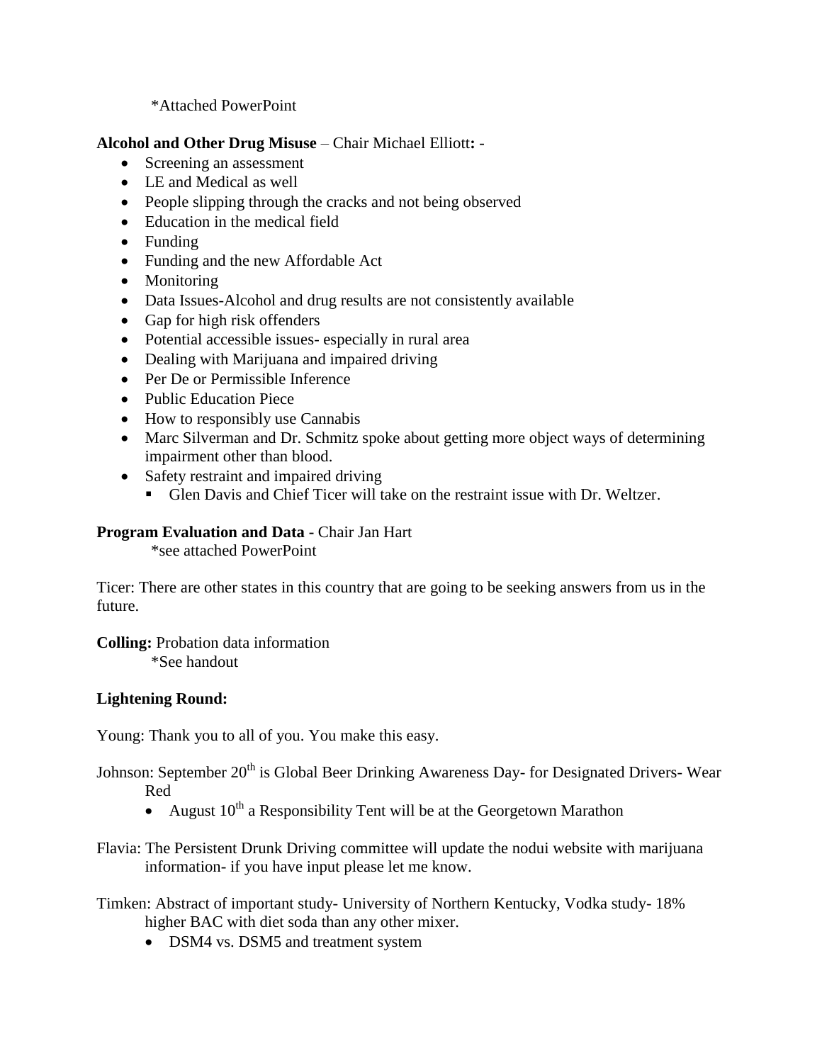*Attached PowerPoint

**Alcohol and Other Drug Misuse** – Chair Michael Elliott**:** -

- Screening an assessment
- LE and Medical as well
- People slipping through the cracks and not being observed
- Education in the medical field
- Funding
- Funding and the new Affordable Act
- Monitoring
- Data Issues-Alcohol and drug results are not consistently available
- Gap for high risk offenders
- Potential accessible issues- especially in rural area
- Dealing with Marijuana and impaired driving
- Per De or Permissible Inference
- Public Education Piece
- How to responsibly use Cannabis
- Marc Silverman and Dr. Schmitz spoke about getting more object ways of determining impairment other than blood.
- Safety restraint and impaired driving
  - Glen Davis and Chief Ticer will take on the restraint issue with Dr. Weltzer.

**Program Evaluation and Data -** Chair Jan Hart

*see attached PowerPoint

Ticer: There are other states in this country that are going to be seeking answers from us in the future.

**Colling:** Probation data information

*See handout

**Lightening Round:**

Young: Thank you to all of you. You make this easy.

Johnson: September 20th is Global Beer Drinking Awareness Day- for Designated Drivers- Wear Red

- August 10th a Responsibility Tent will be at the Georgetown Marathon

Flavia: The Persistent Drunk Driving committee will update the nodui website with marijuana information- if you have input please let me know.

Timken: Abstract of important study- University of Northern Kentucky, Vodka study- 18% higher BAC with diet soda than any other mixer.

- DSM4 vs. DSM5 and treatment system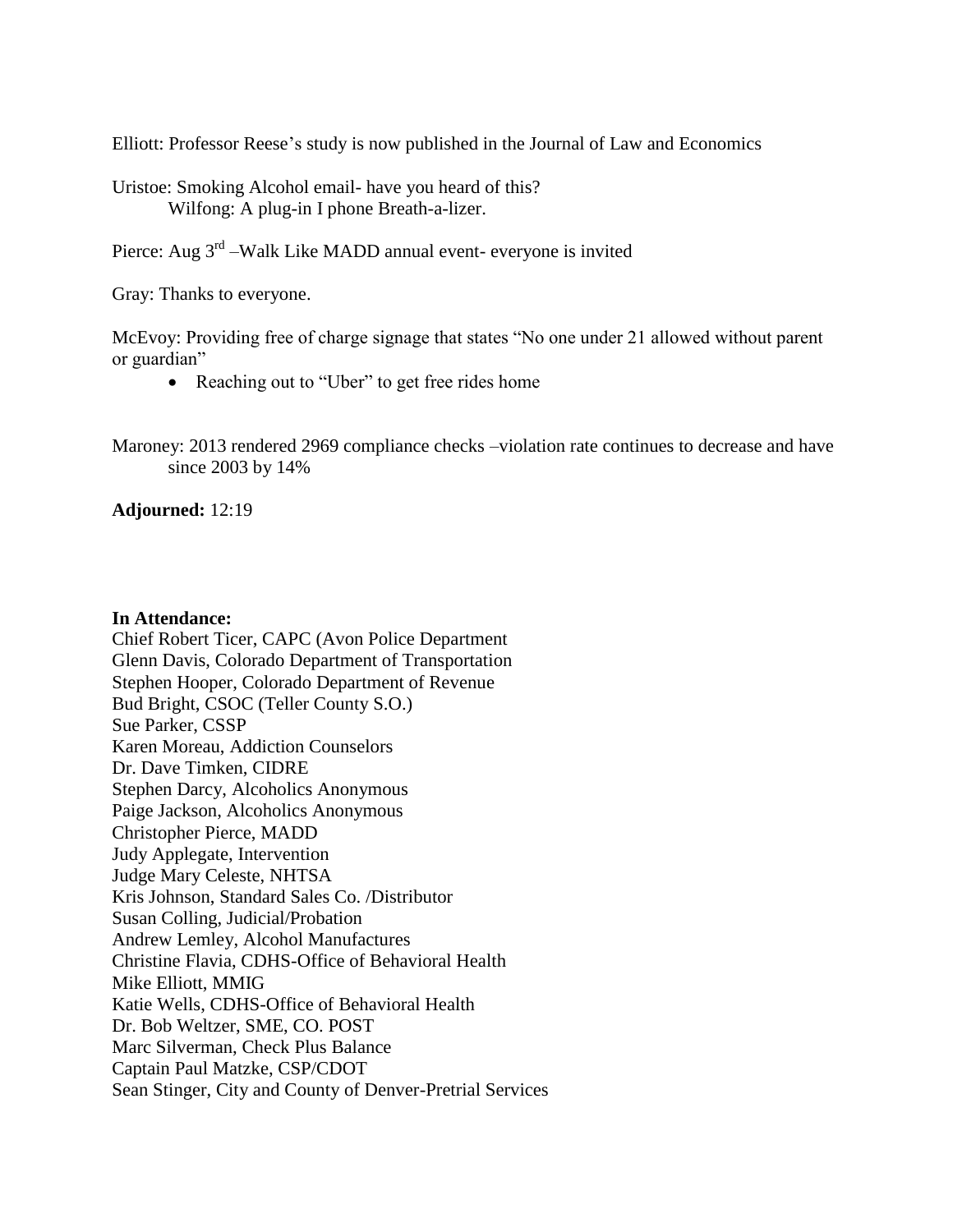Elliott: Professor Reese's study is now published in the Journal of Law and Economics

Uristoe: Smoking Alcohol email- have you heard of this?
  Wilfong: A plug-in I phone Breath-a-lizer.

Pierce: Aug 3rd –Walk Like MADD annual event- everyone is invited

Gray: Thanks to everyone.

McEvoy: Providing free of charge signage that states "No one under 21 allowed without parent or guardian"

- Reaching out to "Uber" to get free rides home

Maroney: 2013 rendered 2969 compliance checks –violation rate continues to decrease and have since 2003 by 14%

**Adjourned:** 12:19

**In Attendance:**
Chief Robert Ticer, CAPC (Avon Police Department
Glenn Davis, Colorado Department of Transportation
Stephen Hooper, Colorado Department of Revenue
Bud Bright, CSOC (Teller County S.O.)
Sue Parker, CSSP
Karen Moreau, Addiction Counselors
Dr. Dave Timken, CIDRE
Stephen Darcy, Alcoholics Anonymous
Paige Jackson, Alcoholics Anonymous
Christopher Pierce, MADD
Judy Applegate, Intervention
Judge Mary Celeste, NHTSA
Kris Johnson, Standard Sales Co. /Distributor
Susan Colling, Judicial/Probation
Andrew Lemley, Alcohol Manufactures
Christine Flavia, CDHS-Office of Behavioral Health
Mike Elliott, MMIG
Katie Wells, CDHS-Office of Behavioral Health
Dr. Bob Weltzer, SME, CO. POST
Marc Silverman, Check Plus Balance
Captain Paul Matzke, CSP/CDOT
Sean Stinger, City and County of Denver-Pretrial Services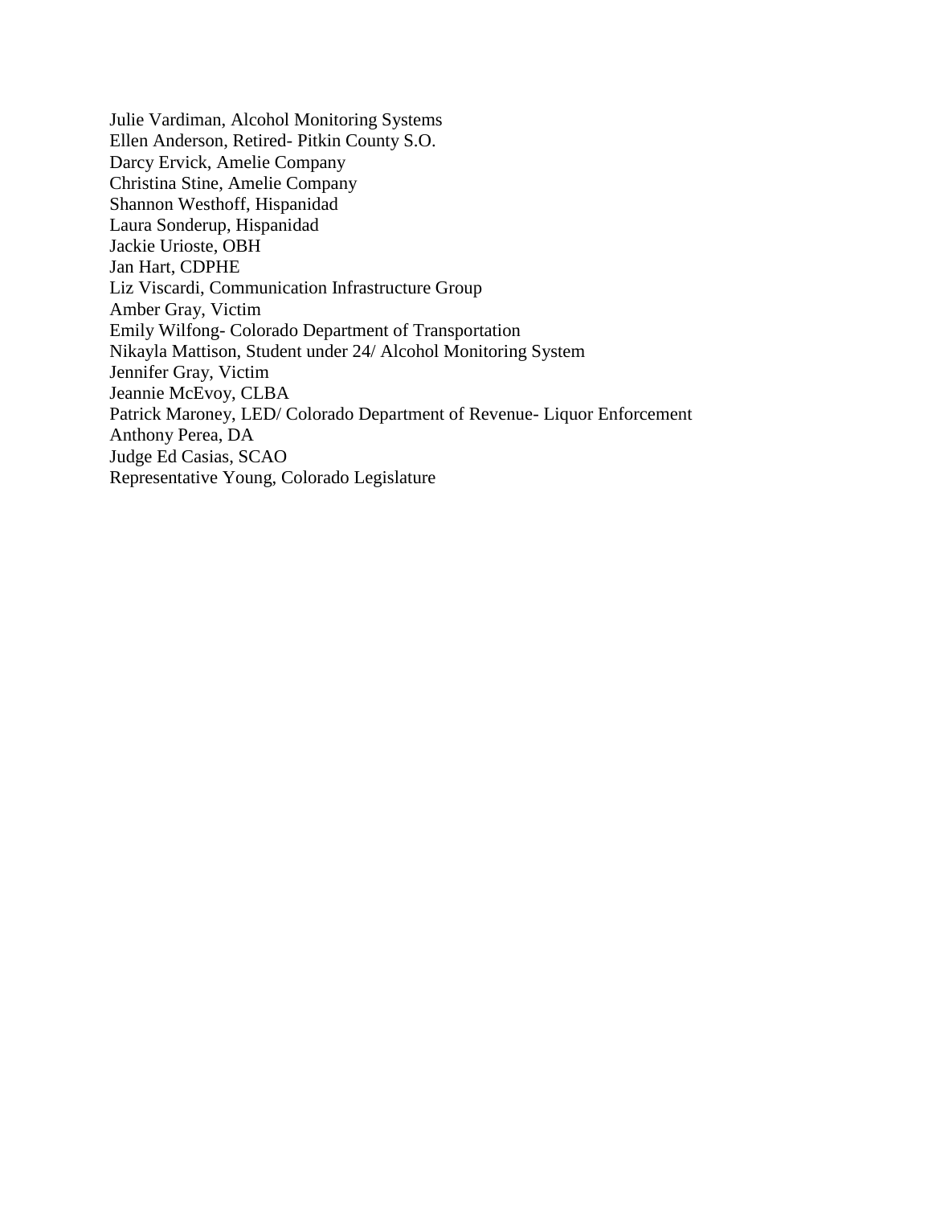Julie Vardiman, Alcohol Monitoring Systems
Ellen Anderson, Retired- Pitkin County S.O.
Darcy Ervick, Amelie Company
Christina Stine, Amelie Company
Shannon Westhoff, Hispanidad
Laura Sonderup, Hispanidad
Jackie Urioste, OBH
Jan Hart, CDPHE
Liz Viscardi, Communication Infrastructure Group
Amber Gray, Victim
Emily Wilfong- Colorado Department of Transportation
Nikayla Mattison, Student under 24/ Alcohol Monitoring System
Jennifer Gray, Victim
Jeannie McEvoy, CLBA
Patrick Maroney, LED/ Colorado Department of Revenue- Liquor Enforcement
Anthony Perea, DA
Judge Ed Casias, SCAO
Representative Young, Colorado Legislature